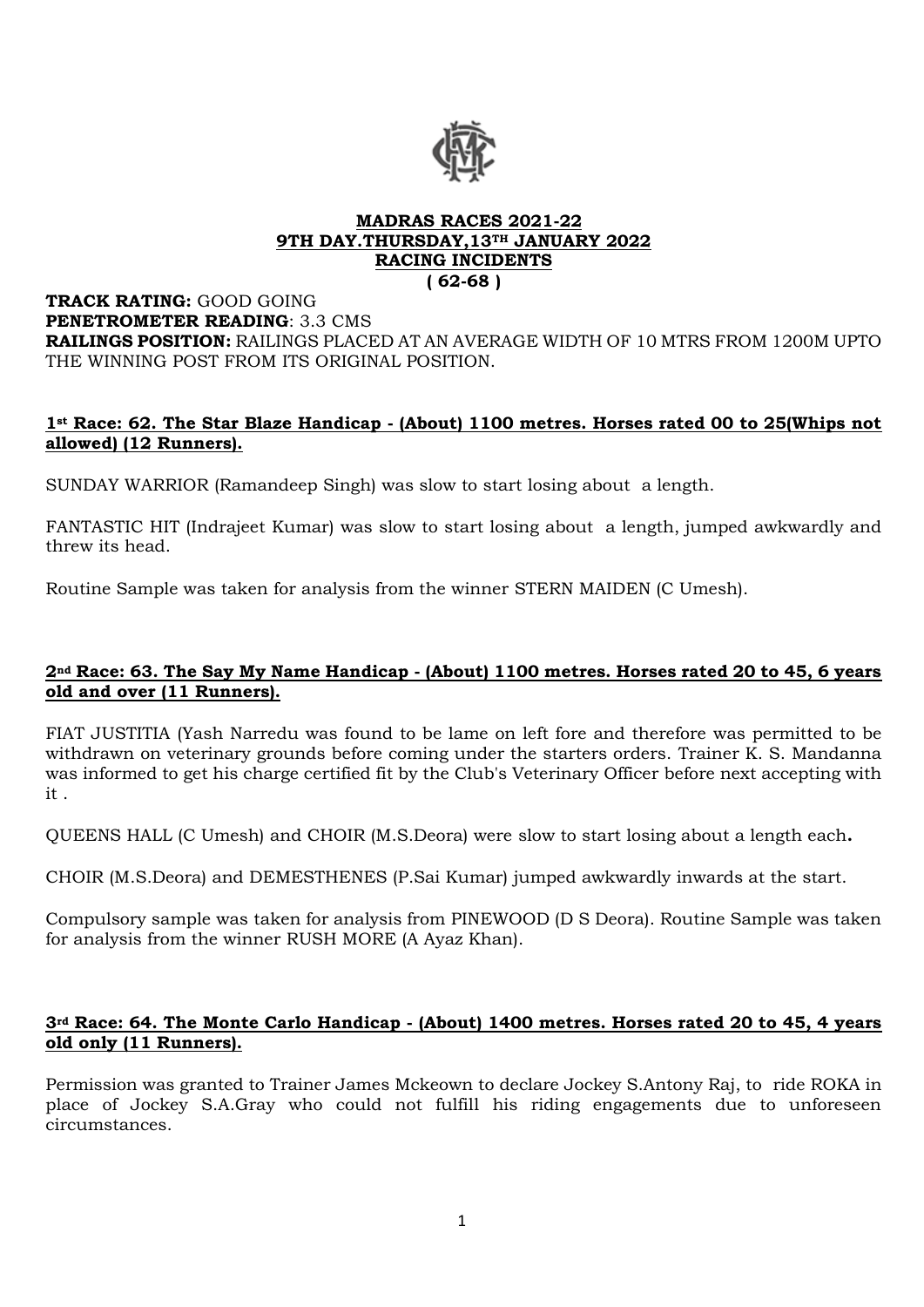# MADRAS RACES 2021-22
## 9TH DAY.THURSDAY,13TH JANUARY 2022
## RACING INCIDENTS
## ( 62-68 )

**TRACK RATING:** GOOD GOING

**PENETROMETER READING**: 3.3 CMS

**RAILINGS POSITION:** RAILINGS PLACED AT AN AVERAGE WIDTH OF 10 MTRS FROM 1200M UPTO THE WINNING POST FROM ITS ORIGINAL POSITION.

### 1st Race: 62. The Star Blaze Handicap - (About) 1100 metres. Horses rated 00 to 25(Whips not allowed) (12 Runners).

SUNDAY WARRIOR (Ramandeep Singh) was slow to start losing about a length.

FANTASTIC HIT (Indrajeet Kumar) was slow to start losing about a length, jumped awkwardly and threw its head.

Routine Sample was taken for analysis from the winner STERN MAIDEN (C Umesh).

### 2nd Race: 63. The Say My Name Handicap - (About) 1100 metres. Horses rated 20 to 45, 6 years old and over (11 Runners).

FIAT JUSTITIA (Yash Narredu was found to be lame on left fore and therefore was permitted to be withdrawn on veterinary grounds before coming under the starters orders. Trainer K. S. Mandanna was informed to get his charge certified fit by the Club's Veterinary Officer before next accepting with it .

QUEENS HALL (C Umesh) and CHOIR (M.S.Deora) were slow to start losing about a length each**.**

CHOIR (M.S.Deora) and DEMESTHENES (P.Sai Kumar) jumped awkwardly inwards at the start.

Compulsory sample was taken for analysis from PINEWOOD (D S Deora). Routine Sample was taken for analysis from the winner RUSH MORE (A Ayaz Khan).

### 3rd Race: 64. The Monte Carlo Handicap - (About) 1400 metres. Horses rated 20 to 45, 4 years old only (11 Runners).

Permission was granted to Trainer James Mckeown to declare Jockey S.Antony Raj, to ride ROKA in place of Jockey S.A.Gray who could not fulfill his riding engagements due to unforeseen circumstances.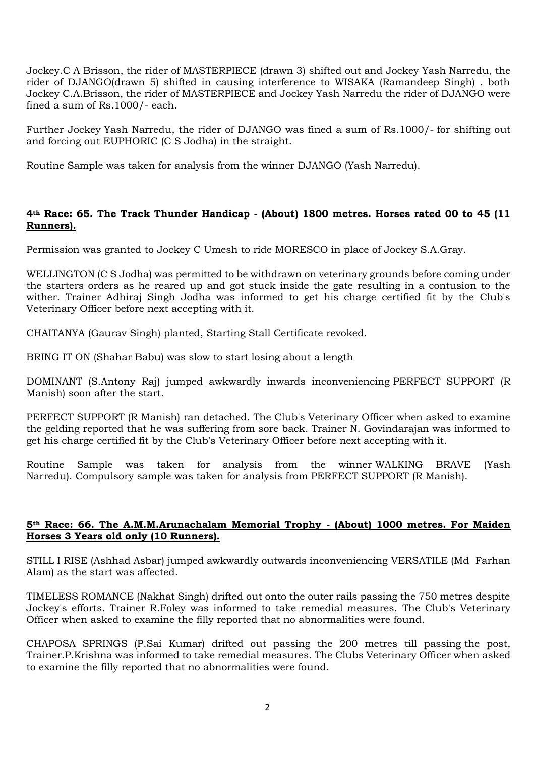Jockey.C A Brisson, the rider of MASTERPIECE (drawn 3) shifted out and Jockey Yash Narredu, the rider of DJANGO(drawn 5) shifted in causing interference to WISAKA (Ramandeep Singh) . both Jockey C.A.Brisson, the rider of MASTERPIECE and Jockey Yash Narredu the rider of DJANGO were fined a sum of Rs.1000/- each.

Further Jockey Yash Narredu, the rider of DJANGO was fined a sum of Rs.1000/- for shifting out and forcing out EUPHORIC (C S Jodha) in the straight.

Routine Sample was taken for analysis from the winner DJANGO (Yash Narredu).

**4th Race: 65. The Track Thunder Handicap - (About) 1800 metres. Horses rated 00 to 45 (11 Runners).**

Permission was granted to Jockey C Umesh to ride MORESCO in place of Jockey S.A.Gray.

WELLINGTON (C S Jodha) was permitted to be withdrawn on veterinary grounds before coming under the starters orders as he reared up and got stuck inside the gate resulting in a contusion to the wither. Trainer Adhiraj Singh Jodha was informed to get his charge certified fit by the Club's Veterinary Officer before next accepting with it.

CHAITANYA (Gaurav Singh) planted, Starting Stall Certificate revoked.

BRING IT ON (Shahar Babu) was slow to start losing about a length

DOMINANT (S.Antony Raj) jumped awkwardly inwards inconveniencing PERFECT SUPPORT (R Manish) soon after the start.

PERFECT SUPPORT (R Manish) ran detached. The Club's Veterinary Officer when asked to examine the gelding reported that he was suffering from sore back. Trainer N. Govindarajan was informed to get his charge certified fit by the Club's Veterinary Officer before next accepting with it.

Routine Sample was taken for analysis from the winner WALKING BRAVE (Yash Narredu). Compulsory sample was taken for analysis from PERFECT SUPPORT (R Manish).

**5th Race: 66. The A.M.M.Arunachalam Memorial Trophy - (About) 1000 metres. For Maiden Horses 3 Years old only (10 Runners).**

STILL I RISE (Ashhad Asbar) jumped awkwardly outwards inconveniencing VERSATILE (Md Farhan Alam) as the start was affected.

TIMELESS ROMANCE (Nakhat Singh) drifted out onto the outer rails passing the 750 metres despite Jockey's efforts. Trainer R.Foley was informed to take remedial measures. The Club's Veterinary Officer when asked to examine the filly reported that no abnormalities were found.

CHAPOSA SPRINGS (P.Sai Kumar) drifted out passing the 200 metres till passing the post, Trainer.P.Krishna was informed to take remedial measures. The Clubs Veterinary Officer when asked to examine the filly reported that no abnormalities were found.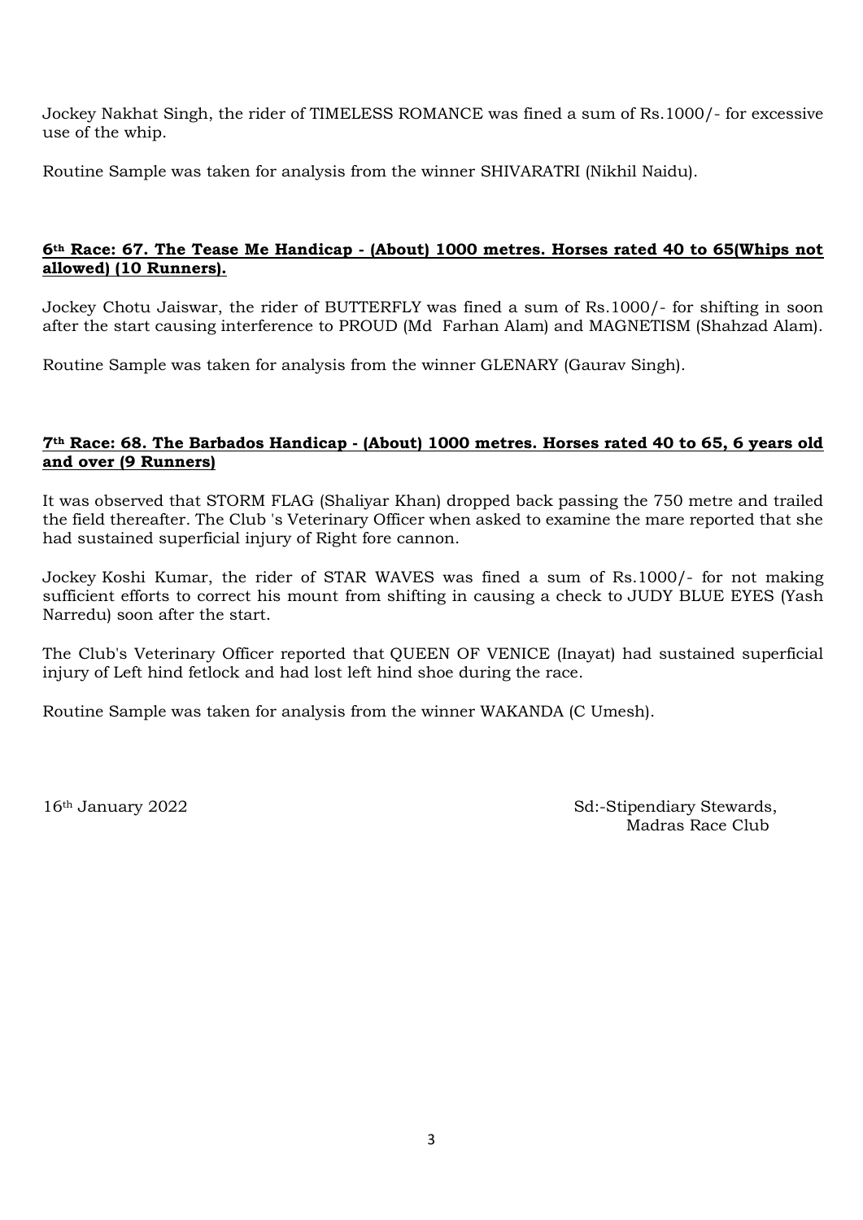Jockey Nakhat Singh, the rider of TIMELESS ROMANCE was fined a sum of Rs.1000/- for excessive use of the whip.

Routine Sample was taken for analysis from the winner SHIVARATRI (Nikhil Naidu).

**6th Race: 67. The Tease Me Handicap - (About) 1000 metres. Horses rated 40 to 65(Whips not allowed) (10 Runners).**

Jockey Chotu Jaiswar, the rider of BUTTERFLY was fined a sum of Rs.1000/- for shifting in soon after the start causing interference to PROUD (Md Farhan Alam) and MAGNETISM (Shahzad Alam).

Routine Sample was taken for analysis from the winner GLENARY (Gaurav Singh).

**7th Race: 68. The Barbados Handicap - (About) 1000 metres. Horses rated 40 to 65, 6 years old and over (9 Runners)**

It was observed that STORM FLAG (Shaliyar Khan) dropped back passing the 750 metre and trailed the field thereafter. The Club 's Veterinary Officer when asked to examine the mare reported that she had sustained superficial injury of Right fore cannon.

Jockey Koshi Kumar, the rider of STAR WAVES was fined a sum of Rs.1000/- for not making sufficient efforts to correct his mount from shifting in causing a check to JUDY BLUE EYES (Yash Narredu) soon after the start.

The Club's Veterinary Officer reported that QUEEN OF VENICE (Inayat) had sustained superficial injury of Left hind fetlock and had lost left hind shoe during the race.

Routine Sample was taken for analysis from the winner WAKANDA (C Umesh).

16th January 2022

Sd:-Stipendiary Stewards,
Madras Race Club